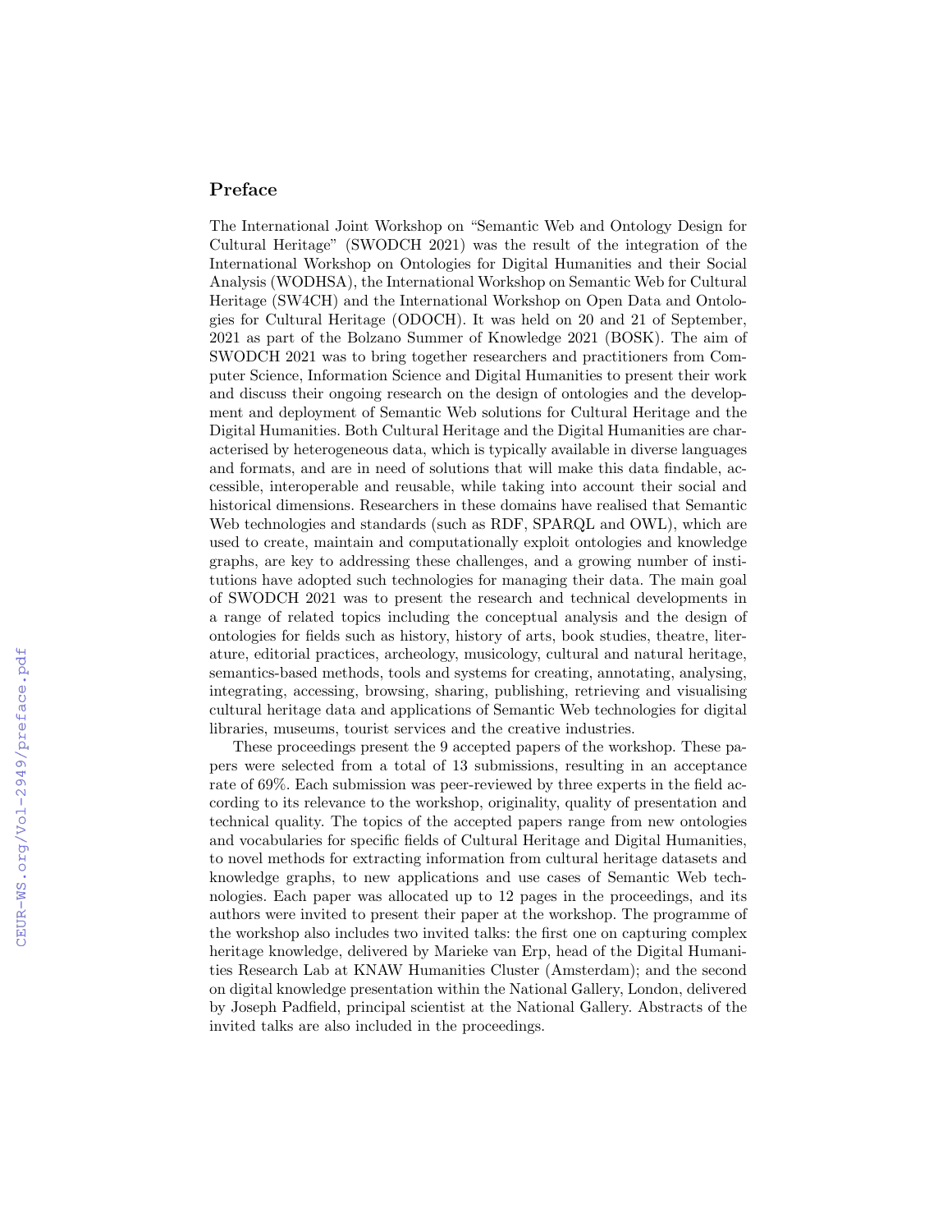## Preface

The International Joint Workshop on "Semantic Web and Ontology Design for Cultural Heritage" (SWODCH 2021) was the result of the integration of the International Workshop on Ontologies for Digital Humanities and their Social Analysis (WODHSA), the International Workshop on Semantic Web for Cultural Heritage (SW4CH) and the International Workshop on Open Data and Ontologies for Cultural Heritage (ODOCH). It was held on 20 and 21 of September, 2021 as part of the Bolzano Summer of Knowledge 2021 (BOSK). The aim of SWODCH 2021 was to bring together researchers and practitioners from Computer Science, Information Science and Digital Humanities to present their work and discuss their ongoing research on the design of ontologies and the development and deployment of Semantic Web solutions for Cultural Heritage and the Digital Humanities. Both Cultural Heritage and the Digital Humanities are characterised by heterogeneous data, which is typically available in diverse languages and formats, and are in need of solutions that will make this data findable, accessible, interoperable and reusable, while taking into account their social and historical dimensions. Researchers in these domains have realised that Semantic Web technologies and standards (such as RDF, SPARQL and OWL), which are used to create, maintain and computationally exploit ontologies and knowledge graphs, are key to addressing these challenges, and a growing number of institutions have adopted such technologies for managing their data. The main goal of SWODCH 2021 was to present the research and technical developments in a range of related topics including the conceptual analysis and the design of ontologies for fields such as history, history of arts, book studies, theatre, literature, editorial practices, archeology, musicology, cultural and natural heritage, semantics-based methods, tools and systems for creating, annotating, analysing, integrating, accessing, browsing, sharing, publishing, retrieving and visualising cultural heritage data and applications of Semantic Web technologies for digital libraries, museums, tourist services and the creative industries.

These proceedings present the 9 accepted papers of the workshop. These papers were selected from a total of 13 submissions, resulting in an acceptance rate of 69%. Each submission was peer-reviewed by three experts in the field according to its relevance to the workshop, originality, quality of presentation and technical quality. The topics of the accepted papers range from new ontologies and vocabularies for specific fields of Cultural Heritage and Digital Humanities, to novel methods for extracting information from cultural heritage datasets and knowledge graphs, to new applications and use cases of Semantic Web technologies. Each paper was allocated up to 12 pages in the proceedings, and its authors were invited to present their paper at the workshop. The programme of the workshop also includes two invited talks: the first one on capturing complex heritage knowledge, delivered by Marieke van Erp, head of the Digital Humanities Research Lab at KNAW Humanities Cluster (Amsterdam); and the second on digital knowledge presentation within the National Gallery, London, delivered by Joseph Padfield, principal scientist at the National Gallery. Abstracts of the invited talks are also included in the proceedings.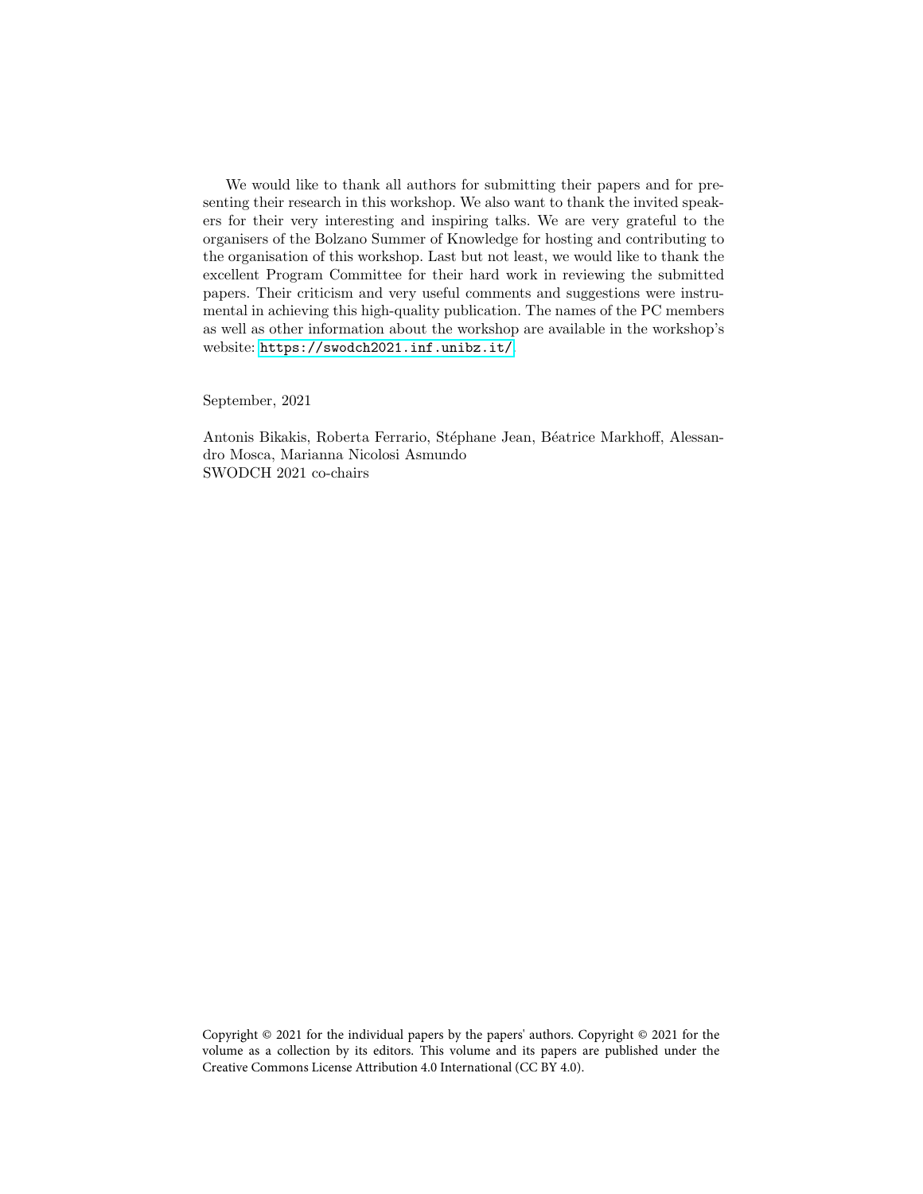We would like to thank all authors for submitting their papers and for presenting their research in this workshop. We also want to thank the invited speakers for their very interesting and inspiring talks. We are very grateful to the organisers of the Bolzano Summer of Knowledge for hosting and contributing to the organisation of this workshop. Last but not least, we would like to thank the excellent Program Committee for their hard work in reviewing the submitted papers. Their criticism and very useful comments and suggestions were instrumental in achieving this high-quality publication. The names of the PC members as well as other information about the workshop are available in the workshop's website: https://swodch2021.inf.unibz.it/.

September, 2021

Antonis Bikakis, Roberta Ferrario, Stéphane Jean, Béatrice Markhoff, Alessandro Mosca, Marianna Nicolosi Asmundo
SWODCH 2021 co-chairs

Copyright © 2021 for the individual papers by the papers' authors. Copyright © 2021 for the volume as a collection by its editors. This volume and its papers are published under the Creative Commons License Attribution 4.0 International (CC BY 4.0).